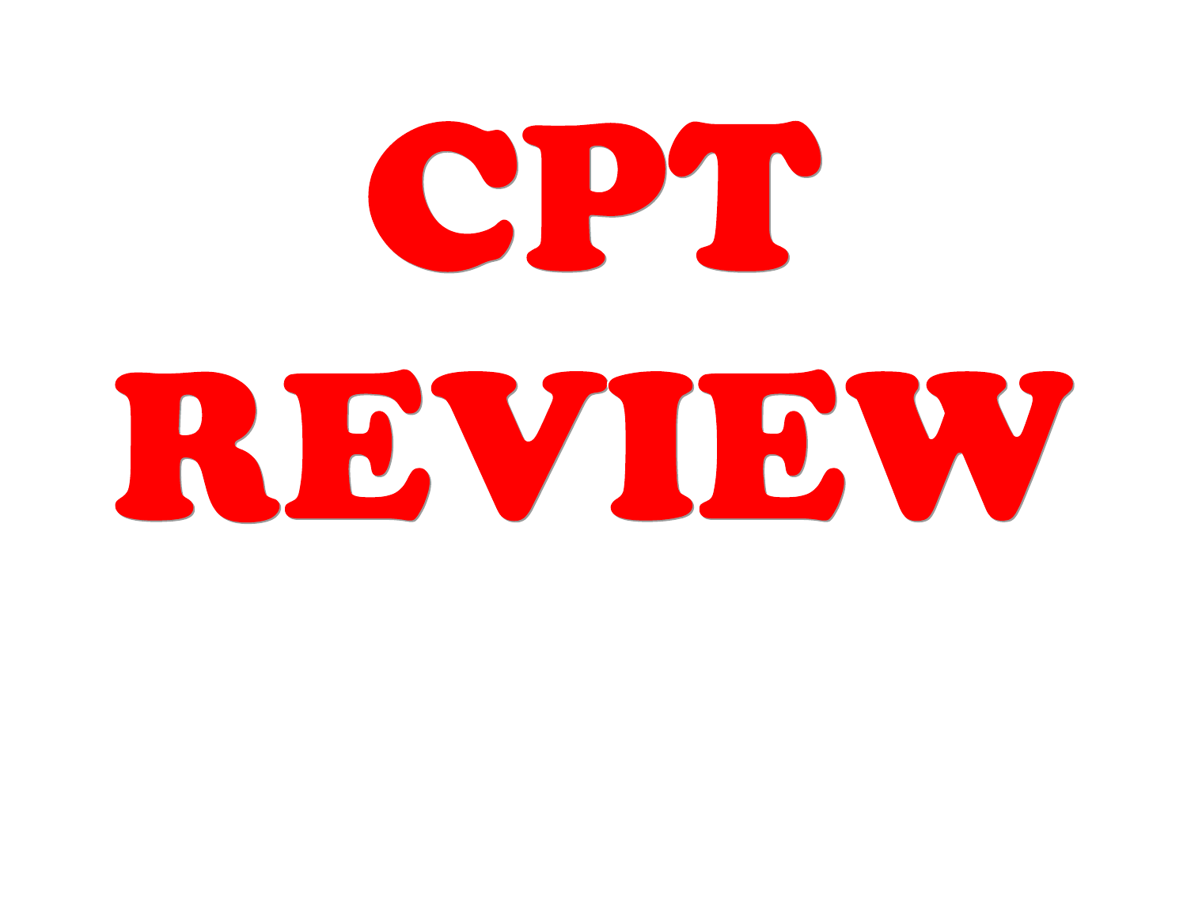# CPT REVIEW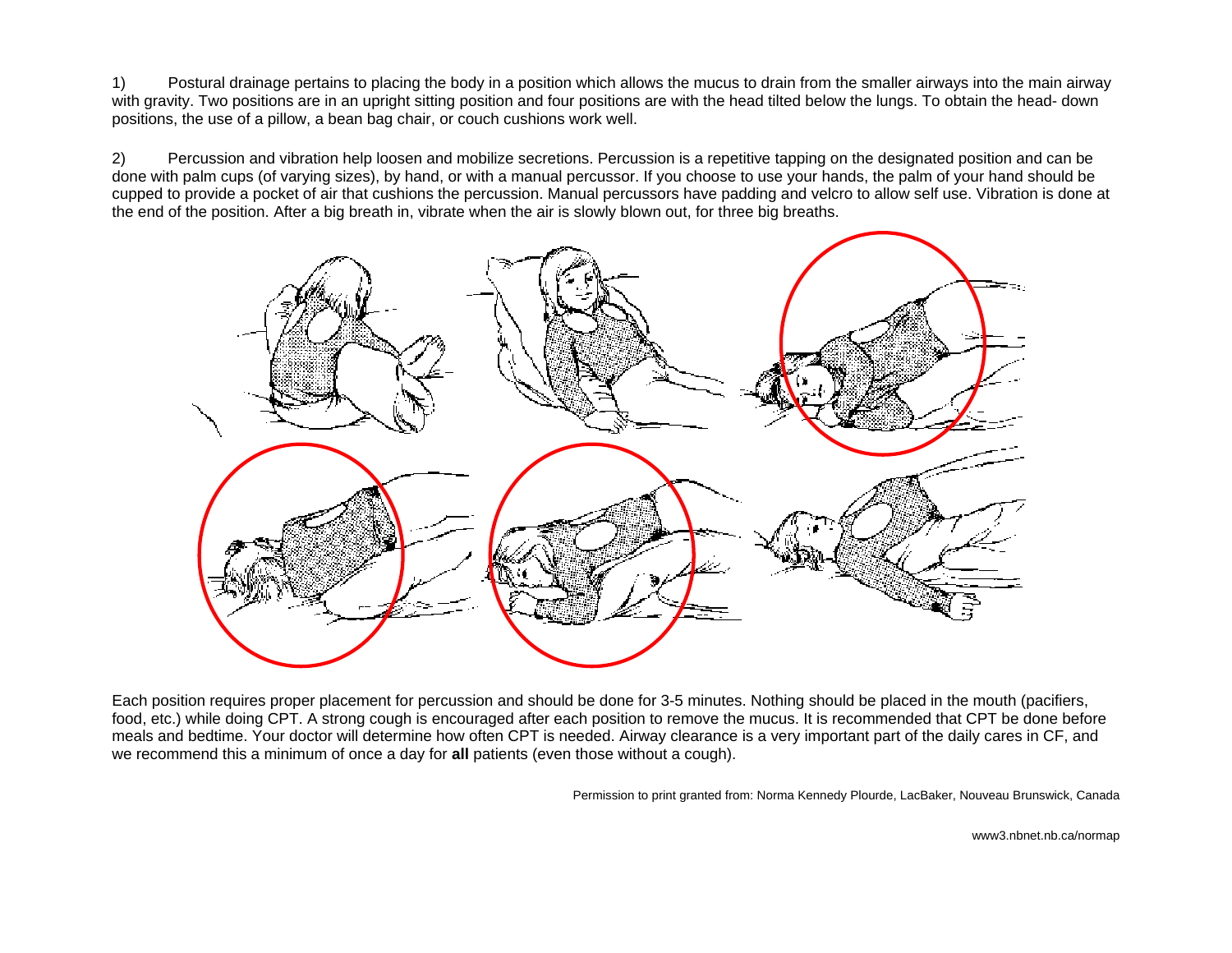1) Postural drainage pertains to placing the body in a position which allows the mucus to drain from the smaller airways into the main airway with gravity. Two positions are in an upright sitting position and four positions are with the head tilted below the lungs. To obtain the head- down positions, the use of a pillow, a bean bag chair, or couch cushions work well.

2) Percussion and vibration help loosen and mobilize secretions. Percussion is a repetitive tapping on the designated position and can be done with palm cups (of varying sizes), by hand, or with a manual percussor. If you choose to use your hands, the palm of your hand should be cupped to provide a pocket of air that cushions the percussion. Manual percussors have padding and velcro to allow self use. Vibration is done at the end of the position. After a big breath in, vibrate when the air is slowly blown out, for three big breaths.

Each position requires proper placement for percussion and should be done for 3-5 minutes. Nothing should be placed in the mouth (pacifiers, food, etc.) while doing CPT. A strong cough is encouraged after each position to remove the mucus. It is recommended that CPT be done before meals and bedtime. Your doctor will determine how often CPT is needed. Airway clearance is a very important part of the daily cares in CF, and we recommend this a minimum of once a day for **all** patients (even those without a cough).

Permission to print granted from: Norma Kennedy Plourde, LacBaker, Nouveau Brunswick, Canada

www3.nbnet.nb.ca/normap